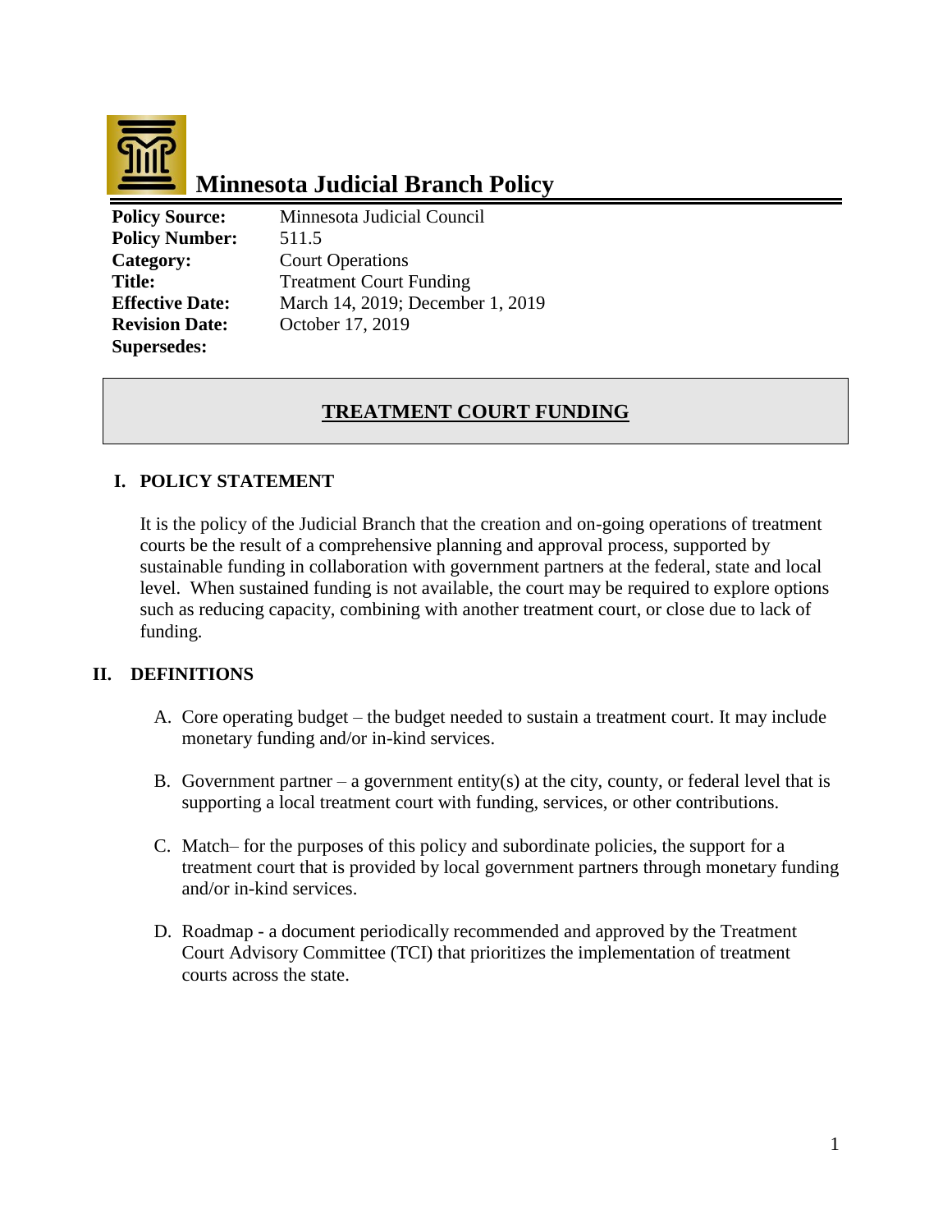# Minnesota Judicial Branch Policy

| | |
|---|---|
| **Policy Source:** | Minnesota Judicial Council |
| **Policy Number:** | 511.5 |
| **Category:** | Court Operations |
| **Title:** | Treatment Court Funding |
| **Effective Date:** | March 14, 2019; December 1, 2019 |
| **Revision Date:** | October 17, 2019 |
| **Supersedes:** | |

## TREATMENT COURT FUNDING

### I. POLICY STATEMENT

It is the policy of the Judicial Branch that the creation and on-going operations of treatment courts be the result of a comprehensive planning and approval process, supported by sustainable funding in collaboration with government partners at the federal, state and local level. When sustained funding is not available, the court may be required to explore options such as reducing capacity, combining with another treatment court, or close due to lack of funding.

### II. DEFINITIONS

A. Core operating budget – the budget needed to sustain a treatment court. It may include monetary funding and/or in-kind services.

B. Government partner – a government entity(s) at the city, county, or federal level that is supporting a local treatment court with funding, services, or other contributions.

C. Match– for the purposes of this policy and subordinate policies, the support for a treatment court that is provided by local government partners through monetary funding and/or in-kind services.

D. Roadmap - a document periodically recommended and approved by the Treatment Court Advisory Committee (TCI) that prioritizes the implementation of treatment courts across the state.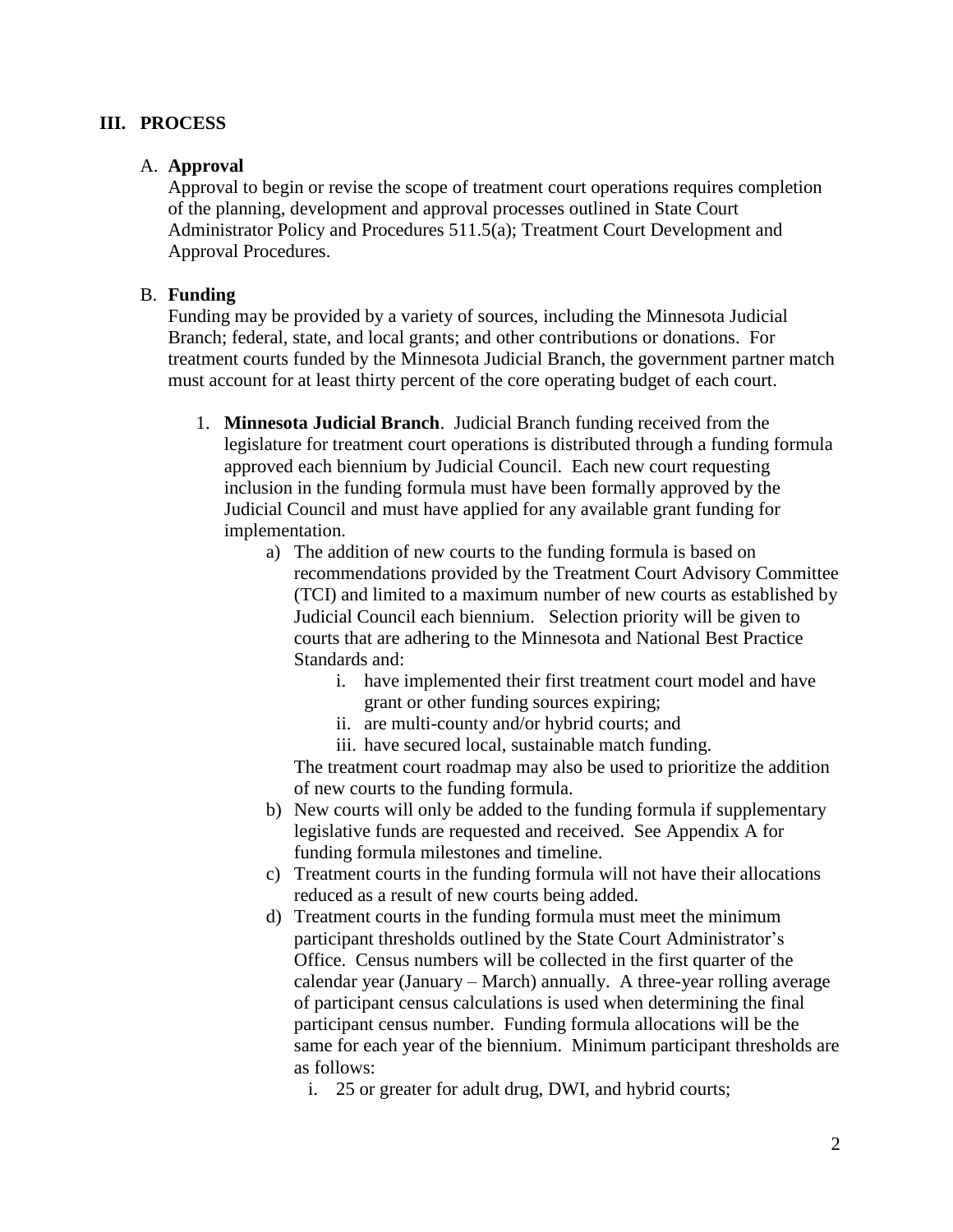## III. PROCESS

### A. Approval

Approval to begin or revise the scope of treatment court operations requires completion of the planning, development and approval processes outlined in State Court Administrator Policy and Procedures 511.5(a); Treatment Court Development and Approval Procedures.

### B. Funding

Funding may be provided by a variety of sources, including the Minnesota Judicial Branch; federal, state, and local grants; and other contributions or donations. For treatment courts funded by the Minnesota Judicial Branch, the government partner match must account for at least thirty percent of the core operating budget of each court.

1. **Minnesota Judicial Branch**. Judicial Branch funding received from the legislature for treatment court operations is distributed through a funding formula approved each biennium by Judicial Council. Each new court requesting inclusion in the funding formula must have been formally approved by the Judicial Council and must have applied for any available grant funding for implementation.
   a) The addition of new courts to the funding formula is based on recommendations provided by the Treatment Court Advisory Committee (TCI) and limited to a maximum number of new courts as established by Judicial Council each biennium. Selection priority will be given to courts that are adhering to the Minnesota and National Best Practice Standards and:
      i. have implemented their first treatment court model and have grant or other funding sources expiring;
      ii. are multi-county and/or hybrid courts; and
      iii. have secured local, sustainable match funding.

      The treatment court roadmap may also be used to prioritize the addition of new courts to the funding formula.
   b) New courts will only be added to the funding formula if supplementary legislative funds are requested and received. See Appendix A for funding formula milestones and timeline.
   c) Treatment courts in the funding formula will not have their allocations reduced as a result of new courts being added.
   d) Treatment courts in the funding formula must meet the minimum participant thresholds outlined by the State Court Administrator's Office. Census numbers will be collected in the first quarter of the calendar year (January – March) annually. A three-year rolling average of participant census calculations is used when determining the final participant census number. Funding formula allocations will be the same for each year of the biennium. Minimum participant thresholds are as follows:
      i. 25 or greater for adult drug, DWI, and hybrid courts;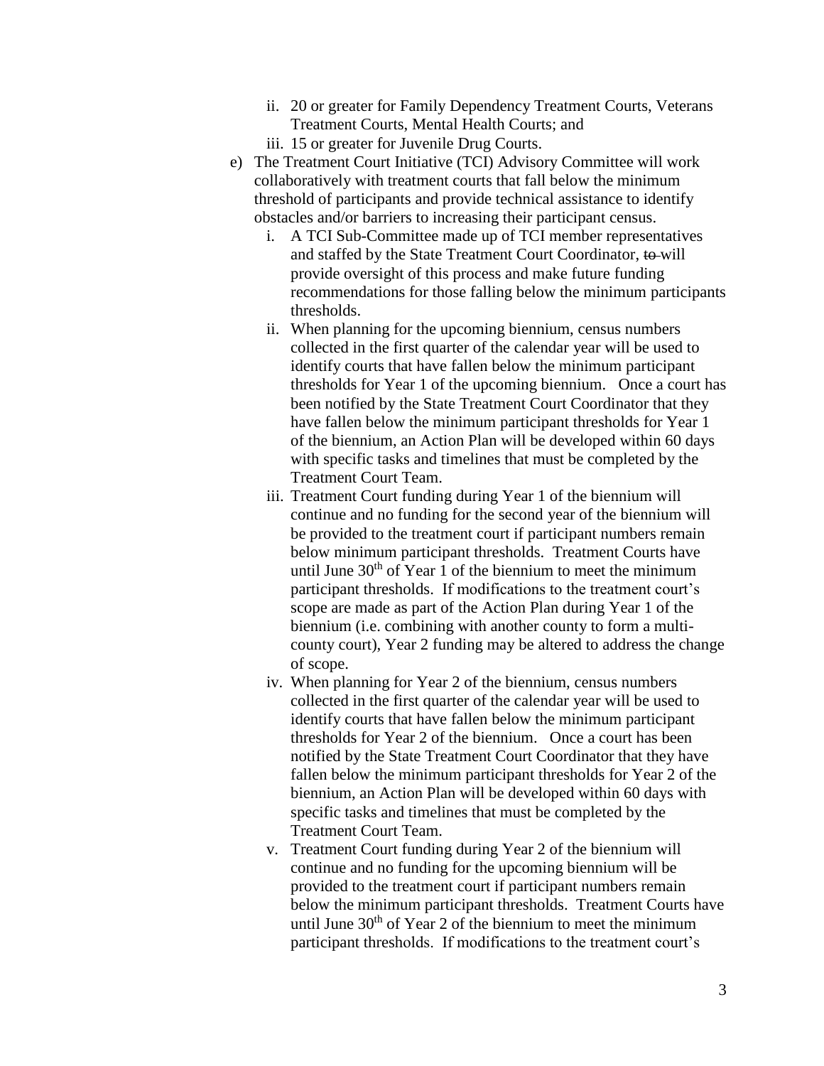ii. 20 or greater for Family Dependency Treatment Courts, Veterans Treatment Courts, Mental Health Courts; and
   iii. 15 or greater for Juvenile Drug Courts.

e) The Treatment Court Initiative (TCI) Advisory Committee will work collaboratively with treatment courts that fall below the minimum threshold of participants and provide technical assistance to identify obstacles and/or barriers to increasing their participant census.
   i. A TCI Sub-Committee made up of TCI member representatives and staffed by the State Treatment Court Coordinator, ~~to~~ will provide oversight of this process and make future funding recommendations for those falling below the minimum participants thresholds.
   ii. When planning for the upcoming biennium, census numbers collected in the first quarter of the calendar year will be used to identify courts that have fallen below the minimum participant thresholds for Year 1 of the upcoming biennium. Once a court has been notified by the State Treatment Court Coordinator that they have fallen below the minimum participant thresholds for Year 1 of the biennium, an Action Plan will be developed within 60 days with specific tasks and timelines that must be completed by the Treatment Court Team.
   iii. Treatment Court funding during Year 1 of the biennium will continue and no funding for the second year of the biennium will be provided to the treatment court if participant numbers remain below minimum participant thresholds. Treatment Courts have until June 30th of Year 1 of the biennium to meet the minimum participant thresholds. If modifications to the treatment court's scope are made as part of the Action Plan during Year 1 of the biennium (i.e. combining with another county to form a multi-county court), Year 2 funding may be altered to address the change of scope.
   iv. When planning for Year 2 of the biennium, census numbers collected in the first quarter of the calendar year will be used to identify courts that have fallen below the minimum participant thresholds for Year 2 of the biennium. Once a court has been notified by the State Treatment Court Coordinator that they have fallen below the minimum participant thresholds for Year 2 of the biennium, an Action Plan will be developed within 60 days with specific tasks and timelines that must be completed by the Treatment Court Team.
   v. Treatment Court funding during Year 2 of the biennium will continue and no funding for the upcoming biennium will be provided to the treatment court if participant numbers remain below the minimum participant thresholds. Treatment Courts have until June 30th of Year 2 of the biennium to meet the minimum participant thresholds. If modifications to the treatment court's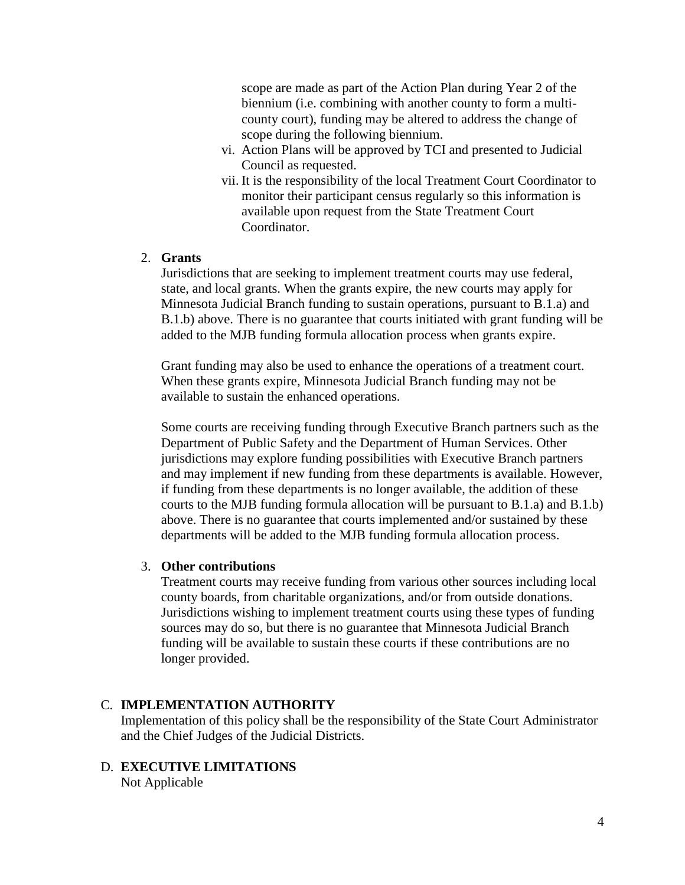scope are made as part of the Action Plan during Year 2 of the biennium (i.e. combining with another county to form a multi-county court), funding may be altered to address the change of scope during the following biennium.

vi. Action Plans will be approved by TCI and presented to Judicial Council as requested.

vii. It is the responsibility of the local Treatment Court Coordinator to monitor their participant census regularly so this information is available upon request from the State Treatment Court Coordinator.

2. **Grants**

Jurisdictions that are seeking to implement treatment courts may use federal, state, and local grants. When the grants expire, the new courts may apply for Minnesota Judicial Branch funding to sustain operations, pursuant to B.1.a) and B.1.b) above. There is no guarantee that courts initiated with grant funding will be added to the MJB funding formula allocation process when grants expire.

Grant funding may also be used to enhance the operations of a treatment court. When these grants expire, Minnesota Judicial Branch funding may not be available to sustain the enhanced operations.

Some courts are receiving funding through Executive Branch partners such as the Department of Public Safety and the Department of Human Services. Other jurisdictions may explore funding possibilities with Executive Branch partners and may implement if new funding from these departments is available. However, if funding from these departments is no longer available, the addition of these courts to the MJB funding formula allocation will be pursuant to B.1.a) and B.1.b) above. There is no guarantee that courts implemented and/or sustained by these departments will be added to the MJB funding formula allocation process.

3. **Other contributions**

Treatment courts may receive funding from various other sources including local county boards, from charitable organizations, and/or from outside donations. Jurisdictions wishing to implement treatment courts using these types of funding sources may do so, but there is no guarantee that Minnesota Judicial Branch funding will be available to sustain these courts if these contributions are no longer provided.

## C. IMPLEMENTATION AUTHORITY

Implementation of this policy shall be the responsibility of the State Court Administrator and the Chief Judges of the Judicial Districts.

## D. EXECUTIVE LIMITATIONS

Not Applicable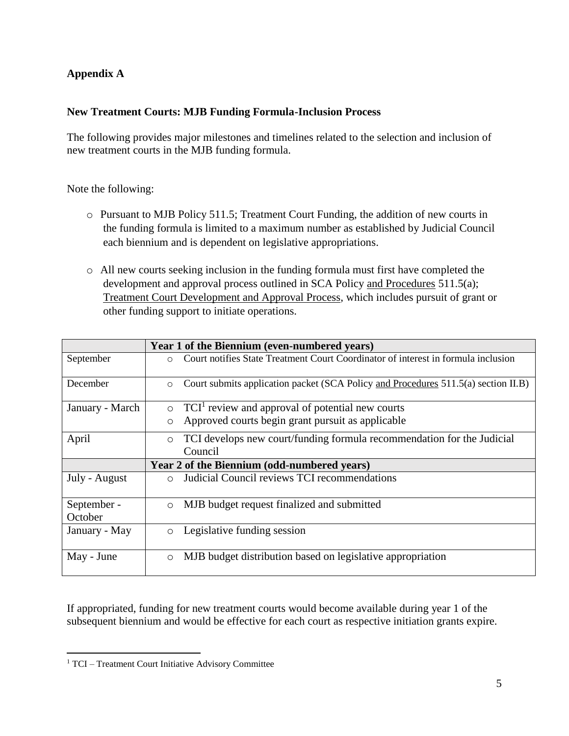**Appendix A**

**New Treatment Courts: MJB Funding Formula-Inclusion Process**

The following provides major milestones and timelines related to the selection and inclusion of new treatment courts in the MJB funding formula.

Note the following:

- Pursuant to MJB Policy 511.5; Treatment Court Funding, the addition of new courts in the funding formula is limited to a maximum number as established by Judicial Council each biennium and is dependent on legislative appropriations.

- All new courts seeking inclusion in the funding formula must first have completed the development and approval process outlined in SCA Policy and Procedures 511.5(a); Treatment Court Development and Approval Process, which includes pursuit of grant or other funding support to initiate operations.

| | **Year 1 of the Biennium (even-numbered years)** |
|---|---|
| September | ○ Court notifies State Treatment Court Coordinator of interest in formula inclusion |
| December | ○ Court submits application packet (SCA Policy and Procedures 511.5(a) section II.B) |
| January - March | ○ TCI[1] review and approval of potential new courts<br>○ Approved courts begin grant pursuit as applicable |
| April | ○ TCI develops new court/funding formula recommendation for the Judicial Council |
| | **Year 2 of the Biennium (odd-numbered years)** |
| July - August | ○ Judicial Council reviews TCI recommendations |
| September - October | ○ MJB budget request finalized and submitted |
| January - May | ○ Legislative funding session |
| May - June | ○ MJB budget distribution based on legislative appropriation |

If appropriated, funding for new treatment courts would become available during year 1 of the subsequent biennium and would be effective for each court as respective initiation grants expire.

[1] TCI – Treatment Court Initiative Advisory Committee